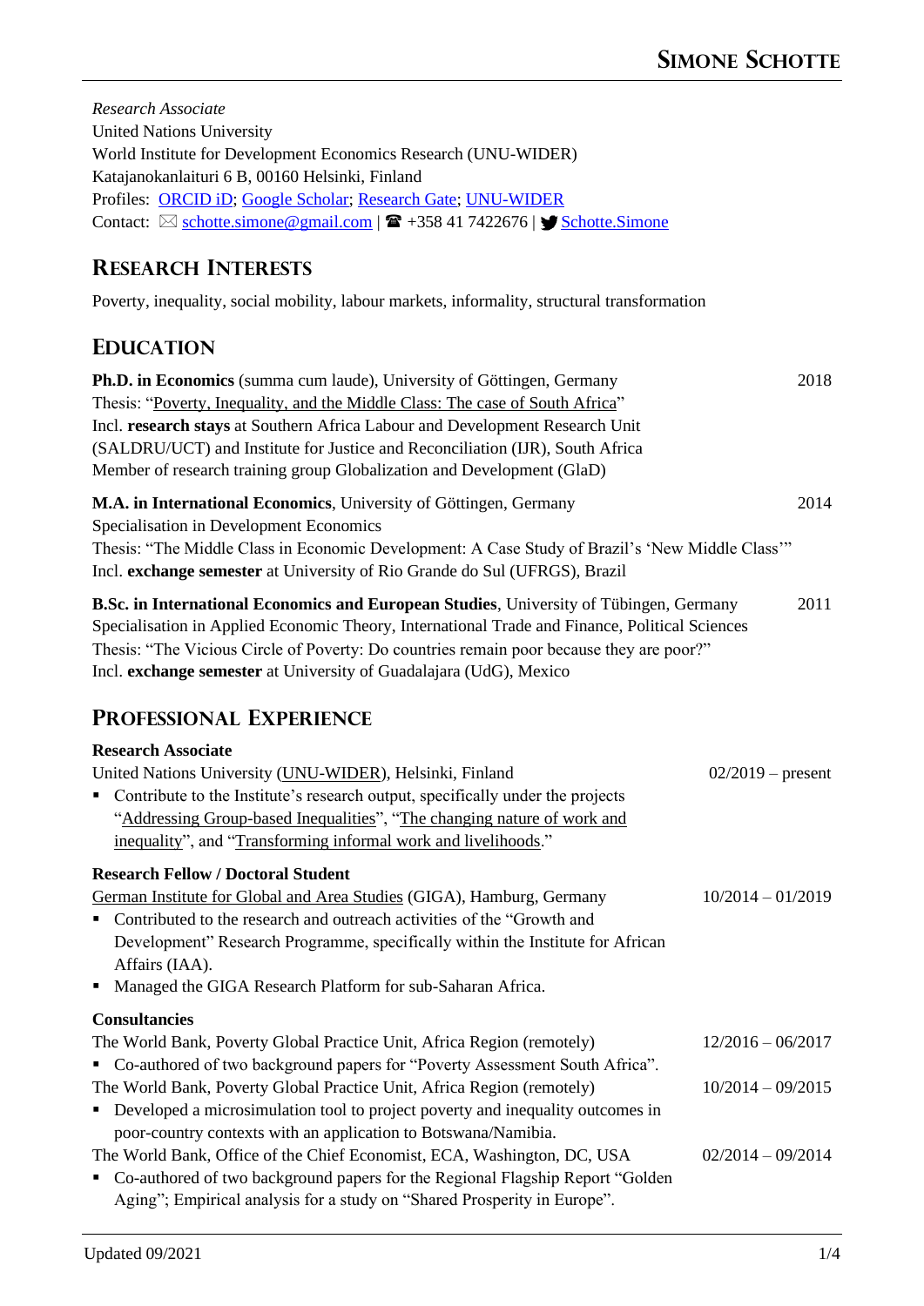# Simone Schotte

*Research Associate*
United Nations University
World Institute for Development Economics Research (UNU-WIDER)
Katajanokanlaituri 6 B, 00160 Helsinki, Finland
Profiles: ORCID iD; Google Scholar; Research Gate; UNU-WIDER
Contact: ✉ schotte.simone@gmail.com | ☎ +358 41 7422676 | Schotte.Simone

## Research Interests

Poverty, inequality, social mobility, labour markets, informality, structural transformation

## Education

**Ph.D. in Economics** (summa cum laude), University of Göttingen, Germany — 2018
Thesis: "Poverty, Inequality, and the Middle Class: The case of South Africa"
Incl. **research stays** at Southern Africa Labour and Development Research Unit (SALDRU/UCT) and Institute for Justice and Reconciliation (IJR), South Africa
Member of research training group Globalization and Development (GlaD)

**M.A. in International Economics**, University of Göttingen, Germany — 2014
Specialisation in Development Economics
Thesis: "The Middle Class in Economic Development: A Case Study of Brazil's 'New Middle Class'"
Incl. **exchange semester** at University of Rio Grande do Sul (UFRGS), Brazil

**B.Sc. in International Economics and European Studies**, University of Tübingen, Germany — 2011
Specialisation in Applied Economic Theory, International Trade and Finance, Political Sciences
Thesis: "The Vicious Circle of Poverty: Do countries remain poor because they are poor?"
Incl. **exchange semester** at University of Guadalajara (UdG), Mexico

## Professional Experience

**Research Associate**
United Nations University (UNU-WIDER), Helsinki, Finland — 02/2019 – present

- Contribute to the Institute's research output, specifically under the projects "Addressing Group-based Inequalities", "The changing nature of work and inequality", and "Transforming informal work and livelihoods."

**Research Fellow / Doctoral Student**
German Institute for Global and Area Studies (GIGA), Hamburg, Germany — 10/2014 – 01/2019

- Contributed to the research and outreach activities of the "Growth and Development" Research Programme, specifically within the Institute for African Affairs (IAA).
- Managed the GIGA Research Platform for sub-Saharan Africa.

**Consultancies**

The World Bank, Poverty Global Practice Unit, Africa Region (remotely) — 12/2016 – 06/2017

- Co-authored of two background papers for "Poverty Assessment South Africa".

The World Bank, Poverty Global Practice Unit, Africa Region (remotely) — 10/2014 – 09/2015

- Developed a microsimulation tool to project poverty and inequality outcomes in poor-country contexts with an application to Botswana/Namibia.

The World Bank, Office of the Chief Economist, ECA, Washington, DC, USA — 02/2014 – 09/2014

- Co-authored of two background papers for the Regional Flagship Report "Golden Aging"; Empirical analysis for a study on "Shared Prosperity in Europe".

Updated 09/2021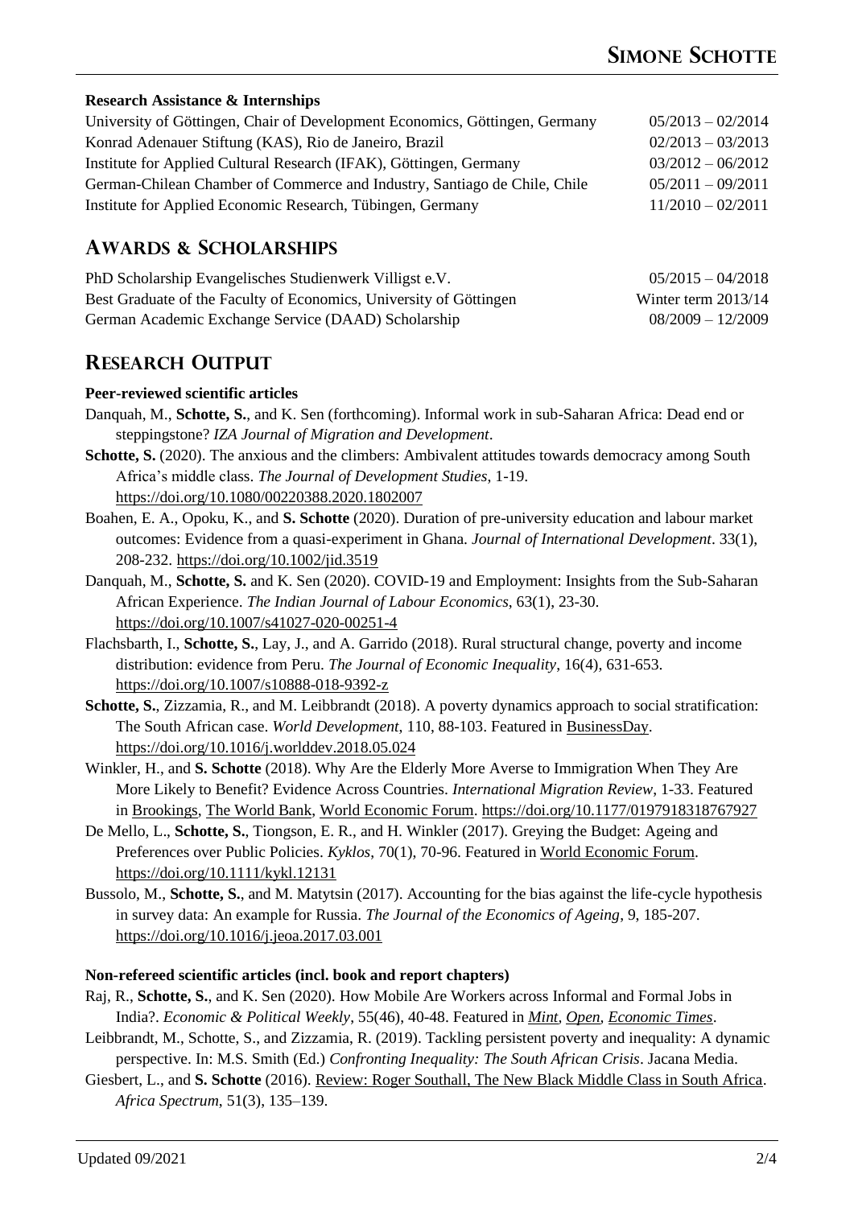**Research Assistance & Internships**

University of Göttingen, Chair of Development Economics, Göttingen, Germany 05/2013 – 02/2014
Konrad Adenauer Stiftung (KAS), Rio de Janeiro, Brazil 02/2013 – 03/2013
Institute for Applied Cultural Research (IFAK), Göttingen, Germany 03/2012 – 06/2012
German-Chilean Chamber of Commerce and Industry, Santiago de Chile, Chile 05/2011 – 09/2011
Institute for Applied Economic Research, Tübingen, Germany 11/2010 – 02/2011

## Awards & Scholarships

PhD Scholarship Evangelisches Studienwerk Villigst e.V. 05/2015 – 04/2018
Best Graduate of the Faculty of Economics, University of Göttingen Winter term 2013/14
German Academic Exchange Service (DAAD) Scholarship 08/2009 – 12/2009

## Research Output

**Peer-reviewed scientific articles**

Danquah, M., **Schotte, S.**, and K. Sen (forthcoming). Informal work in sub-Saharan Africa: Dead end or steppingstone? *IZA Journal of Migration and Development*.

**Schotte, S.** (2020). The anxious and the climbers: Ambivalent attitudes towards democracy among South Africa's middle class. *The Journal of Development Studies*, 1-19. https://doi.org/10.1080/00220388.2020.1802007

Boahen, E. A., Opoku, K., and **S. Schotte** (2020). Duration of pre-university education and labour market outcomes: Evidence from a quasi-experiment in Ghana. *Journal of International Development*. 33(1), 208-232. https://doi.org/10.1002/jid.3519

Danquah, M., **Schotte, S.** and K. Sen (2020). COVID-19 and Employment: Insights from the Sub-Saharan African Experience. *The Indian Journal of Labour Economics*, 63(1), 23-30. https://doi.org/10.1007/s41027-020-00251-4

Flachsbarth, I., **Schotte, S.**, Lay, J., and A. Garrido (2018). Rural structural change, poverty and income distribution: evidence from Peru. *The Journal of Economic Inequality*, 16(4), 631-653. https://doi.org/10.1007/s10888-018-9392-z

**Schotte, S.**, Zizzamia, R., and M. Leibbrandt (2018). A poverty dynamics approach to social stratification: The South African case. *World Development*, 110, 88-103. Featured in BusinessDay. https://doi.org/10.1016/j.worlddev.2018.05.024

Winkler, H., and **S. Schotte** (2018). Why Are the Elderly More Averse to Immigration When They Are More Likely to Benefit? Evidence Across Countries. *International Migration Review*, 1-33. Featured in Brookings, The World Bank, World Economic Forum. https://doi.org/10.1177/0197918318767927

De Mello, L., **Schotte, S.**, Tiongson, E. R., and H. Winkler (2017). Greying the Budget: Ageing and Preferences over Public Policies. *Kyklos*, 70(1), 70-96. Featured in World Economic Forum. https://doi.org/10.1111/kykl.12131

Bussolo, M., **Schotte, S.**, and M. Matytsin (2017). Accounting for the bias against the life-cycle hypothesis in survey data: An example for Russia. *The Journal of the Economics of Ageing*, 9, 185-207. https://doi.org/10.1016/j.jeoa.2017.03.001

**Non-refereed scientific articles (incl. book and report chapters)**

Raj, R., **Schotte, S.**, and K. Sen (2020). How Mobile Are Workers across Informal and Formal Jobs in India?. *Economic & Political Weekly*, 55(46), 40-48. Featured in *Mint*, *Open*, *Economic Times*.

Leibbrandt, M., Schotte, S., and Zizzamia, R. (2019). Tackling persistent poverty and inequality: A dynamic perspective. In: M.S. Smith (Ed.) *Confronting Inequality: The South African Crisis*. Jacana Media.

Giesbert, L., and **S. Schotte** (2016). Review: Roger Southall, The New Black Middle Class in South Africa. *Africa Spectrum*, 51(3), 135–139.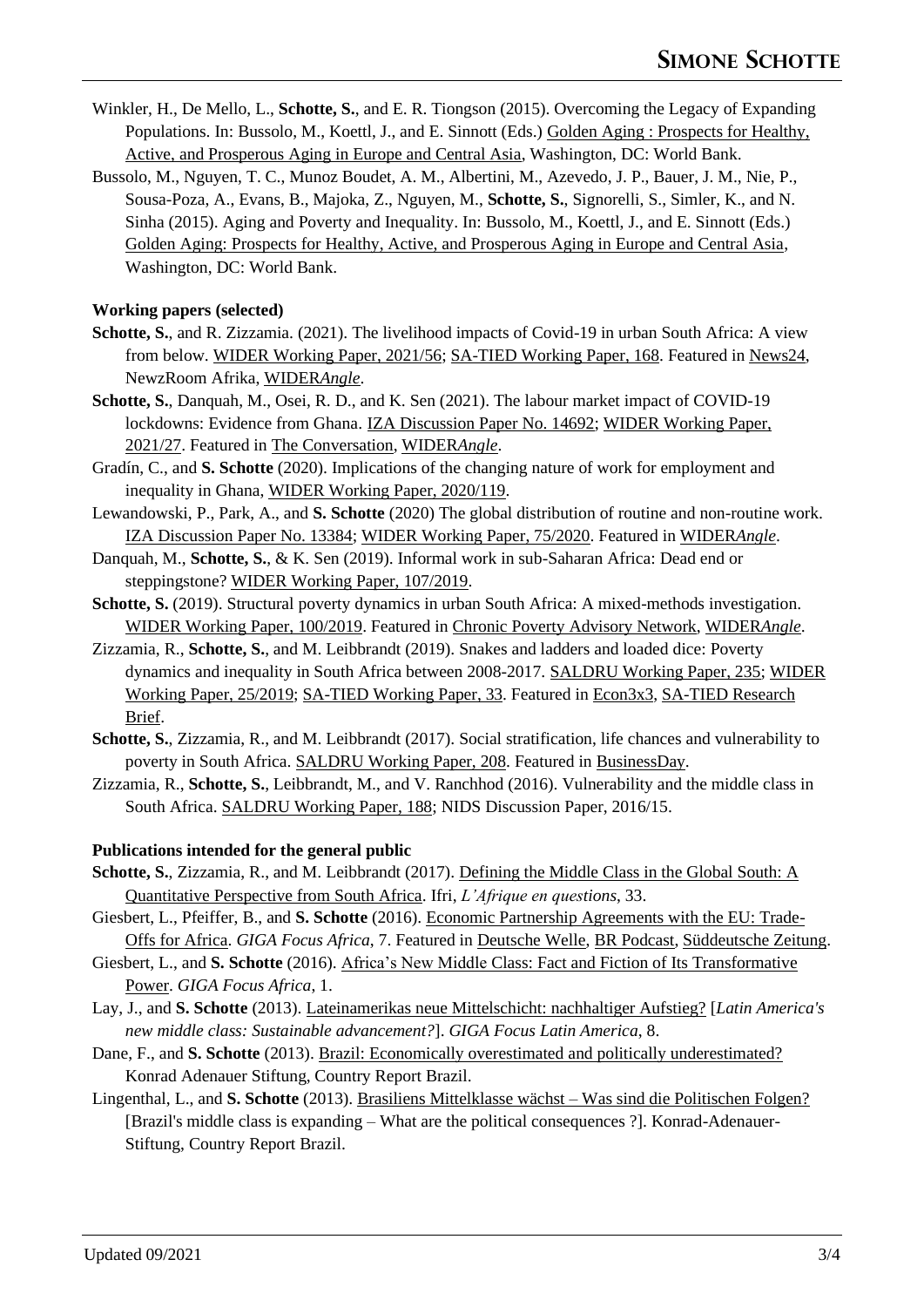Winkler, H., De Mello, L., **Schotte, S.**, and E. R. Tiongson (2015). Overcoming the Legacy of Expanding Populations. In: Bussolo, M., Koettl, J., and E. Sinnott (Eds.) Golden Aging : Prospects for Healthy, Active, and Prosperous Aging in Europe and Central Asia, Washington, DC: World Bank.

Bussolo, M., Nguyen, T. C., Munoz Boudet, A. M., Albertini, M., Azevedo, J. P., Bauer, J. M., Nie, P., Sousa-Poza, A., Evans, B., Majoka, Z., Nguyen, M., **Schotte, S.**, Signorelli, S., Simler, K., and N. Sinha (2015). Aging and Poverty and Inequality. In: Bussolo, M., Koettl, J., and E. Sinnott (Eds.) Golden Aging: Prospects for Healthy, Active, and Prosperous Aging in Europe and Central Asia, Washington, DC: World Bank.

**Working papers (selected)**

**Schotte, S.**, and R. Zizzamia. (2021). The livelihood impacts of Covid-19 in urban South Africa: A view from below. WIDER Working Paper, 2021/56; SA-TIED Working Paper, 168. Featured in News24, NewzRoom Afrika, WIDER*Angle*.

**Schotte, S.**, Danquah, M., Osei, R. D., and K. Sen (2021). The labour market impact of COVID-19 lockdowns: Evidence from Ghana. IZA Discussion Paper No. 14692; WIDER Working Paper, 2021/27. Featured in The Conversation, WIDER*Angle*.

Gradín, C., and **S. Schotte** (2020). Implications of the changing nature of work for employment and inequality in Ghana, WIDER Working Paper, 2020/119.

Lewandowski, P., Park, A., and **S. Schotte** (2020) The global distribution of routine and non-routine work. IZA Discussion Paper No. 13384; WIDER Working Paper, 75/2020. Featured in WIDER*Angle*.

Danquah, M., **Schotte, S.**, & K. Sen (2019). Informal work in sub-Saharan Africa: Dead end or steppingstone? WIDER Working Paper, 107/2019.

**Schotte, S.** (2019). Structural poverty dynamics in urban South Africa: A mixed-methods investigation. WIDER Working Paper, 100/2019. Featured in Chronic Poverty Advisory Network, WIDER*Angle*.

Zizzamia, R., **Schotte, S.**, and M. Leibbrandt (2019). Snakes and ladders and loaded dice: Poverty dynamics and inequality in South Africa between 2008-2017. SALDRU Working Paper, 235; WIDER Working Paper, 25/2019; SA-TIED Working Paper, 33. Featured in Econ3x3, SA-TIED Research Brief.

**Schotte, S.**, Zizzamia, R., and M. Leibbrandt (2017). Social stratification, life chances and vulnerability to poverty in South Africa. SALDRU Working Paper, 208. Featured in BusinessDay.

Zizzamia, R., **Schotte, S.**, Leibbrandt, M., and V. Ranchhod (2016). Vulnerability and the middle class in South Africa. SALDRU Working Paper, 188; NIDS Discussion Paper, 2016/15.

**Publications intended for the general public**

**Schotte, S.**, Zizzamia, R., and M. Leibbrandt (2017). Defining the Middle Class in the Global South: A Quantitative Perspective from South Africa. Ifri, *L'Afrique en questions*, 33.

Giesbert, L., Pfeiffer, B., and **S. Schotte** (2016). Economic Partnership Agreements with the EU: Trade-Offs for Africa. *GIGA Focus Africa*, 7. Featured in Deutsche Welle, BR Podcast, Süddeutsche Zeitung.

Giesbert, L., and **S. Schotte** (2016). Africa's New Middle Class: Fact and Fiction of Its Transformative Power. *GIGA Focus Africa*, 1.

Lay, J., and **S. Schotte** (2013). Lateinamerikas neue Mittelschicht: nachhaltiger Aufstieg? [*Latin America's new middle class: Sustainable advancement?*]. *GIGA Focus Latin America*, 8.

Dane, F., and **S. Schotte** (2013). Brazil: Economically overestimated and politically underestimated? Konrad Adenauer Stiftung, Country Report Brazil.

Lingenthal, L., and **S. Schotte** (2013). Brasiliens Mittelklasse wächst – Was sind die Politischen Folgen? [Brazil's middle class is expanding – What are the political consequences ?]. Konrad-Adenauer-Stiftung, Country Report Brazil.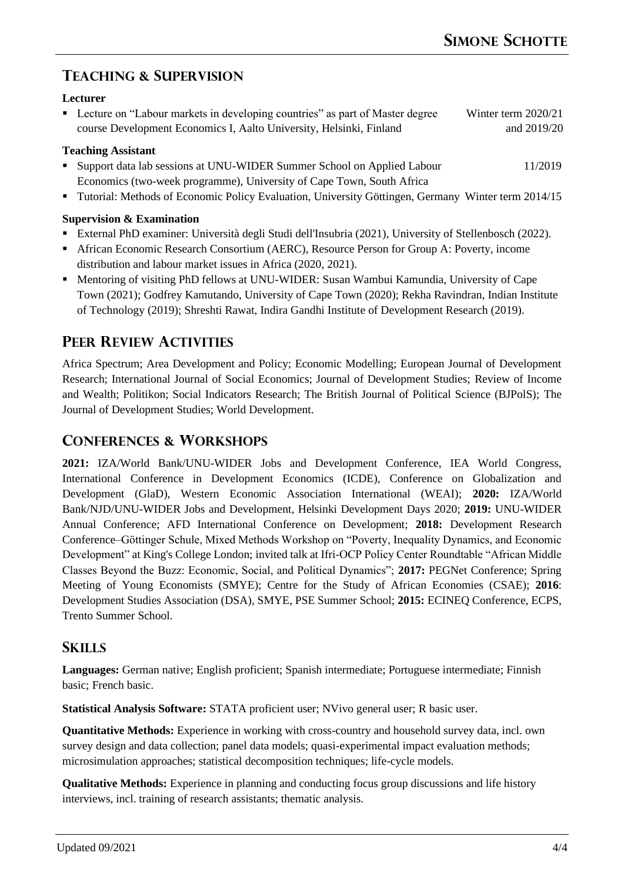## Teaching & Supervision

**Lecturer**

- Lecture on "Labour markets in developing countries" as part of Master degree course Development Economics I, Aalto University, Helsinki, Finland — Winter term 2020/21 and 2019/20

**Teaching Assistant**

- Support data lab sessions at UNU-WIDER Summer School on Applied Labour Economics (two-week programme), University of Cape Town, South Africa — 11/2019
- Tutorial: Methods of Economic Policy Evaluation, University Göttingen, Germany — Winter term 2014/15

**Supervision & Examination**

- External PhD examiner: Università degli Studi dell'Insubria (2021), University of Stellenbosch (2022).
- African Economic Research Consortium (AERC), Resource Person for Group A: Poverty, income distribution and labour market issues in Africa (2020, 2021).
- Mentoring of visiting PhD fellows at UNU-WIDER: Susan Wambui Kamundia, University of Cape Town (2021); Godfrey Kamutando, University of Cape Town (2020); Rekha Ravindran, Indian Institute of Technology (2019); Shreshti Rawat, Indira Gandhi Institute of Development Research (2019).

## Peer Review Activities

Africa Spectrum; Area Development and Policy; Economic Modelling; European Journal of Development Research; International Journal of Social Economics; Journal of Development Studies; Review of Income and Wealth; Politikon; Social Indicators Research; The British Journal of Political Science (BJPolS); The Journal of Development Studies; World Development.

## Conferences & Workshops

**2021:** IZA/World Bank/UNU-WIDER Jobs and Development Conference, IEA World Congress, International Conference in Development Economics (ICDE), Conference on Globalization and Development (GlaD), Western Economic Association International (WEAI); **2020:** IZA/World Bank/NJD/UNU-WIDER Jobs and Development, Helsinki Development Days 2020; **2019:** UNU-WIDER Annual Conference; AFD International Conference on Development; **2018:** Development Research Conference–Göttinger Schule, Mixed Methods Workshop on "Poverty, Inequality Dynamics, and Economic Development" at King's College London; invited talk at Ifri-OCP Policy Center Roundtable "African Middle Classes Beyond the Buzz: Economic, Social, and Political Dynamics"; **2017:** PEGNet Conference; Spring Meeting of Young Economists (SMYE); Centre for the Study of African Economies (CSAE); **2016**: Development Studies Association (DSA), SMYE, PSE Summer School; **2015:** ECINEQ Conference, ECPS, Trento Summer School.

## Skills

**Languages:** German native; English proficient; Spanish intermediate; Portuguese intermediate; Finnish basic; French basic.

**Statistical Analysis Software:** STATA proficient user; NVivo general user; R basic user.

**Quantitative Methods:** Experience in working with cross-country and household survey data, incl. own survey design and data collection; panel data models; quasi-experimental impact evaluation methods; microsimulation approaches; statistical decomposition techniques; life-cycle models.

**Qualitative Methods:** Experience in planning and conducting focus group discussions and life history interviews, incl. training of research assistants; thematic analysis.

Updated 09/2021